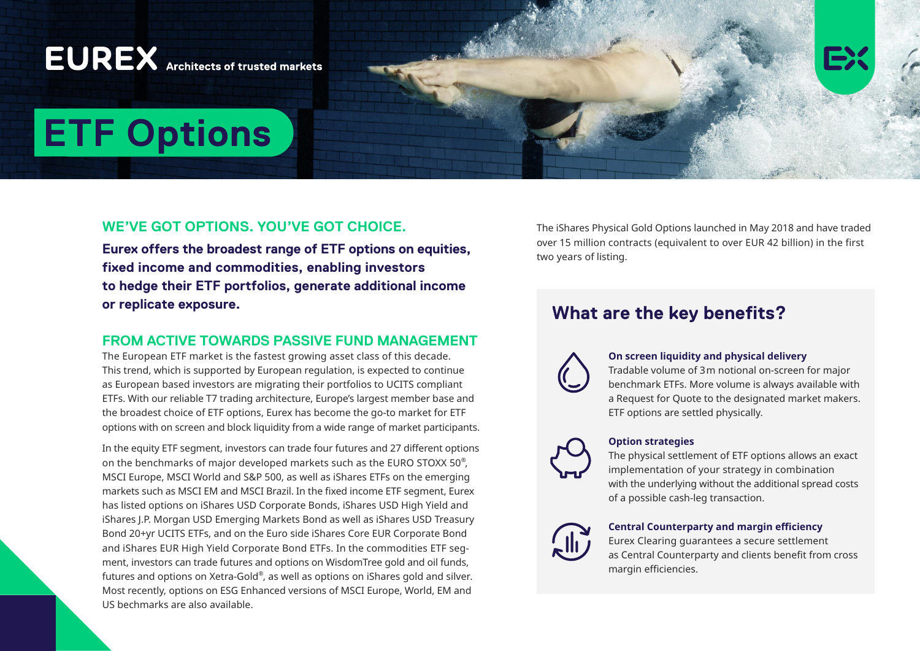EUREX Architects of trusted markets

# ETF Options

## WE'VE GOT OPTIONS. YOU'VE GOT CHOICE.

**Eurex offers the broadest range of ETF options on equities, fixed income and commodities, enabling investors to hedge their ETF portfolios, generate additional income or replicate exposure.**

## FROM ACTIVE TOWARDS PASSIVE FUND MANAGEMENT

The European ETF market is the fastest growing asset class of this decade. This trend, which is supported by European regulation, is expected to continue as European based investors are migrating their portfolios to UCITS compliant ETFs. With our reliable T7 trading architecture, Europe's largest member base and the broadest choice of ETF options, Eurex has become the go-to market for ETF options with on screen and block liquidity from a wide range of market participants.

In the equity ETF segment, investors can trade four futures and 27 different options on the benchmarks of major developed markets such as the EURO STOXX 50®, MSCI Europe, MSCI World and S&P 500, as well as iShares ETFs on the emerging markets such as MSCI EM and MSCI Brazil. In the fixed income ETF segment, Eurex has listed options on iShares USD Corporate Bonds, iShares USD High Yield and iShares J.P. Morgan USD Emerging Markets Bond as well as iShares USD Treasury Bond 20+yr UCITS ETFs, and on the Euro side iShares Core EUR Corporate Bond and iShares EUR High Yield Corporate Bond ETFs. In the commodities ETF segment, investors can trade futures and options on WisdomTree gold and oil funds, futures and options on Xetra-Gold®, as well as options on iShares gold and silver. Most recently, options on ESG Enhanced versions of MSCI Europe, World, EM and US bechmarks are also available.

The iShares Physical Gold Options launched in May 2018 and have traded over 15 million contracts (equivalent to over EUR 42 billion) in the first two years of listing.

## What are the key benefits?

**On screen liquidity and physical delivery**
Tradable volume of 3m notional on-screen for major benchmark ETFs. More volume is always available with a Request for Quote to the designated market makers. ETF options are settled physically.

**Option strategies**
The physical settlement of ETF options allows an exact implementation of your strategy in combination with the underlying without the additional spread costs of a possible cash-leg transaction.

**Central Counterparty and margin efficiency**
Eurex Clearing guarantees a secure settlement as Central Counterparty and clients benefit from cross margin efficiencies.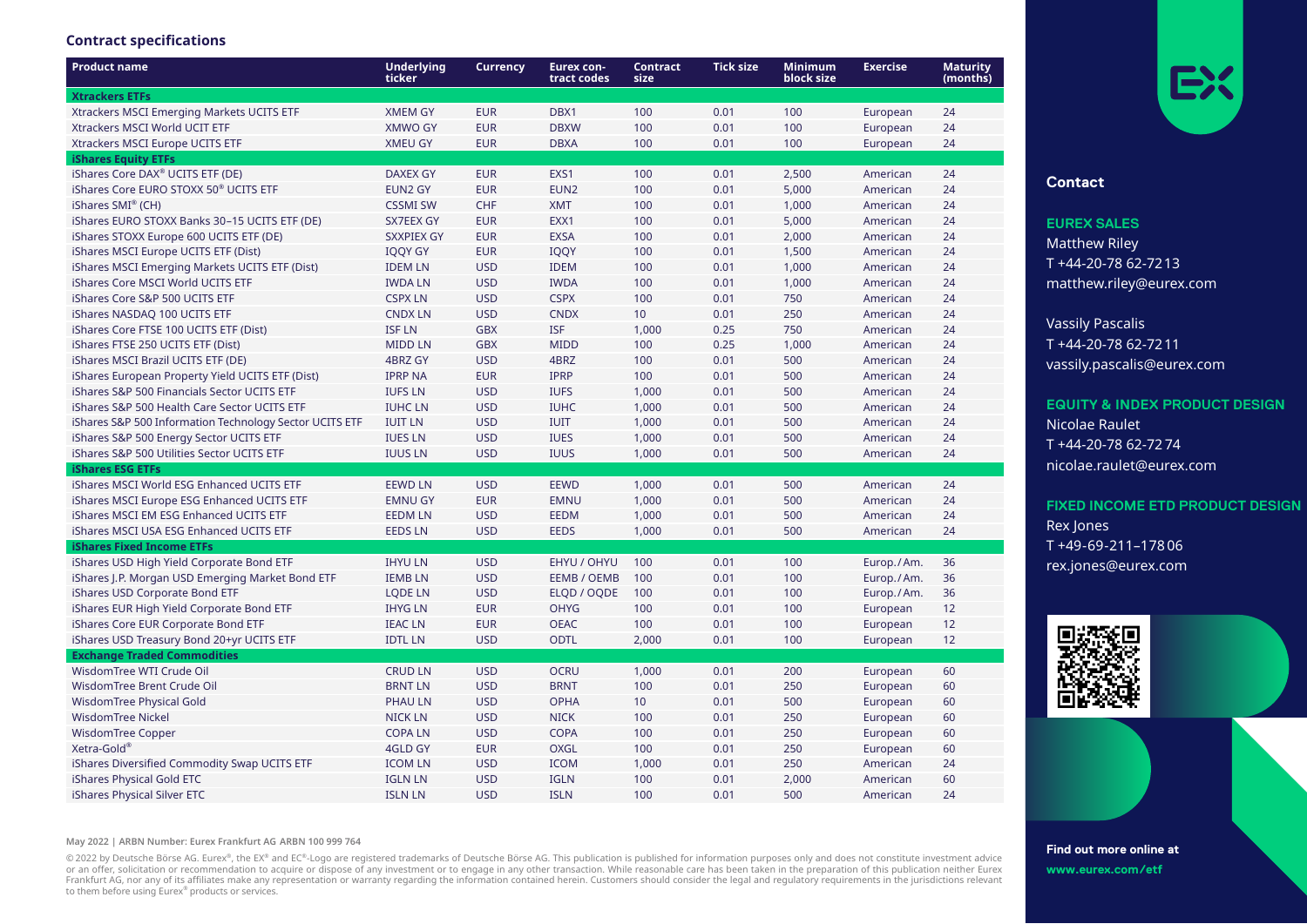## Contract specifications

| Product name | Underlying ticker | Currency | Eurex contract codes | Contract size | Tick size | Minimum block size | Exercise | Maturity (months) |
|---|---|---|---|---|---|---|---|---|
| **Xtrackers ETFs** | | | | | | | | |
| Xtrackers MSCI Emerging Markets UCITS ETF | XMEM GY | EUR | DBX1 | 100 | 0.01 | 100 | European | 24 |
| Xtrackers MSCI World UCIT ETF | XMWO GY | EUR | DBXW | 100 | 0.01 | 100 | European | 24 |
| Xtrackers MSCI Europe UCITS ETF | XMEU GY | EUR | DBXA | 100 | 0.01 | 100 | European | 24 |
| **iShares Equity ETFs** | | | | | | | | |
| iShares Core DAX® UCITS ETF (DE) | DAXEX GY | EUR | EXS1 | 100 | 0.01 | 2,500 | American | 24 |
| iShares Core EURO STOXX 50® UCITS ETF | EUN2 GY | EUR | EUN2 | 100 | 0.01 | 5,000 | American | 24 |
| iShares SMI® (CH) | CSSMI SW | CHF | XMT | 100 | 0.01 | 1,000 | American | 24 |
| iShares EURO STOXX Banks 30–15 UCITS ETF (DE) | SX7EEX GY | EUR | EXX1 | 100 | 0.01 | 5,000 | American | 24 |
| iShares STOXX Europe 600 UCITS ETF (DE) | SXXPIEX GY | EUR | EXSA | 100 | 0.01 | 2,000 | American | 24 |
| iShares MSCI Europe UCITS ETF (Dist) | IQQY GY | EUR | IQQY | 100 | 0.01 | 1,500 | American | 24 |
| iShares MSCI Emerging Markets UCITS ETF (Dist) | IDEM LN | USD | IDEM | 100 | 0.01 | 1,000 | American | 24 |
| iShares Core MSCI World UCITS ETF | IWDA LN | USD | IWDA | 100 | 0.01 | 1,000 | American | 24 |
| iShares Core S&P 500 UCITS ETF | CSPX LN | USD | CSPX | 100 | 0.01 | 750 | American | 24 |
| iShares NASDAQ 100 UCITS ETF | CNDX LN | USD | CNDX | 10 | 0.01 | 250 | American | 24 |
| iShares Core FTSE 100 UCITS ETF (Dist) | ISF LN | GBX | ISF | 1,000 | 0.25 | 750 | American | 24 |
| iShares FTSE 250 UCITS ETF (Dist) | MIDD LN | GBX | MIDD | 100 | 0.25 | 1,000 | American | 24 |
| iShares MSCI Brazil UCITS ETF (DE) | 4BRZ GY | USD | 4BRZ | 100 | 0.01 | 500 | American | 24 |
| iShares European Property Yield UCITS ETF (Dist) | IPRP NA | EUR | IPRP | 100 | 0.01 | 500 | American | 24 |
| iShares S&P 500 Financials Sector UCITS ETF | IUFS LN | USD | IUFS | 1,000 | 0.01 | 500 | American | 24 |
| iShares S&P 500 Health Care Sector UCITS ETF | IUHC LN | USD | IUHC | 1,000 | 0.01 | 500 | American | 24 |
| iShares S&P 500 Information Technology Sector UCITS ETF | IUIT LN | USD | IUIT | 1,000 | 0.01 | 500 | American | 24 |
| iShares S&P 500 Energy Sector UCITS ETF | IUES LN | USD | IUES | 1,000 | 0.01 | 500 | American | 24 |
| iShares S&P 500 Utilities Sector UCITS ETF | IUUS LN | USD | IUUS | 1,000 | 0.01 | 500 | American | 24 |
| **iShares ESG ETFs** | | | | | | | | |
| iShares MSCI World ESG Enhanced UCITS ETF | EEWD LN | USD | EEWD | 1,000 | 0.01 | 500 | American | 24 |
| iShares MSCI Europe ESG Enhanced UCITS ETF | EMNU GY | EUR | EMNU | 1,000 | 0.01 | 500 | American | 24 |
| iShares MSCI EM ESG Enhanced UCITS ETF | EEDM LN | USD | EEDM | 1,000 | 0.01 | 500 | American | 24 |
| iShares MSCI USA ESG Enhanced UCITS ETF | EEDS LN | USD | EEDS | 1,000 | 0.01 | 500 | American | 24 |
| **iShares Fixed Income ETFs** | | | | | | | | |
| iShares USD High Yield Corporate Bond ETF | IHYU LN | USD | EHYU / OHYU | 100 | 0.01 | 100 | Europ./Am. | 36 |
| iShares J.P. Morgan USD Emerging Market Bond ETF | IEMB LN | USD | EEMB / OEMB | 100 | 0.01 | 100 | Europ./Am. | 36 |
| iShares USD Corporate Bond ETF | LQDE LN | USD | ELQD / OQDE | 100 | 0.01 | 100 | Europ./Am. | 36 |
| iShares EUR High Yield Corporate Bond ETF | IHYG LN | EUR | OHYG | 100 | 0.01 | 100 | European | 12 |
| iShares Core EUR Corporate Bond ETF | IEAC LN | EUR | OEAC | 100 | 0.01 | 100 | European | 12 |
| iShares USD Treasury Bond 20+yr UCITS ETF | IDTL LN | USD | ODTL | 2,000 | 0.01 | 100 | European | 12 |
| **Exchange Traded Commodities** | | | | | | | | |
| WisdomTree WTI Crude Oil | CRUD LN | USD | OCRU | 1,000 | 0.01 | 200 | European | 60 |
| WisdomTree Brent Crude Oil | BRNT LN | USD | BRNT | 100 | 0.01 | 250 | European | 60 |
| WisdomTree Physical Gold | PHAU LN | USD | OPHA | 10 | 0.01 | 500 | European | 60 |
| WisdomTree Nickel | NICK LN | USD | NICK | 100 | 0.01 | 250 | European | 60 |
| WisdomTree Copper | COPA LN | USD | COPA | 100 | 0.01 | 250 | European | 60 |
| Xetra-Gold® | 4GLD GY | EUR | OXGL | 100 | 0.01 | 250 | European | 60 |
| iShares Diversified Commodity Swap UCITS ETF | ICOM LN | USD | ICOM | 1,000 | 0.01 | 250 | American | 24 |
| iShares Physical Gold ETC | IGLN LN | USD | IGLN | 100 | 0.01 | 2,000 | American | 60 |
| iShares Physical Silver ETC | ISLN LN | USD | ISLN | 100 | 0.01 | 500 | American | 24 |

May 2022 | ARBN Number: Eurex Frankfurt AG ARBN 100 999 764

© 2022 by Deutsche Börse AG. Eurex®, the EX® and EC®-Logo are registered trademarks of Deutsche Börse AG. This publication is published for information purposes only and does not constitute investment advice or an offer, solicitation or recommendation to acquire or dispose of any investment or to engage in any other transaction. While reasonable care has been taken in the preparation of this publication neither Eurex Frankfurt AG, nor any of its affiliates make any representation or warranty regarding the information contained herein. Customers should consider the legal and regulatory requirements in the jurisdictions relevant to them before using Eurex® products or services.

## Contact

**EUREX SALES**

Matthew Riley
T +44-20-78 62-7213
matthew.riley@eurex.com

Vassily Pascalis
T +44-20-78 62-7211
vassily.pascalis@eurex.com

**EQUITY & INDEX PRODUCT DESIGN**

Nicolae Raulet
T +44-20-78 62-7274
nicolae.raulet@eurex.com

**FIXED INCOME ETD PRODUCT DESIGN**

Rex Jones
T +49-69-211-17806
rex.jones@eurex.com

**Find out more online at**

**www.eurex.com/etf**